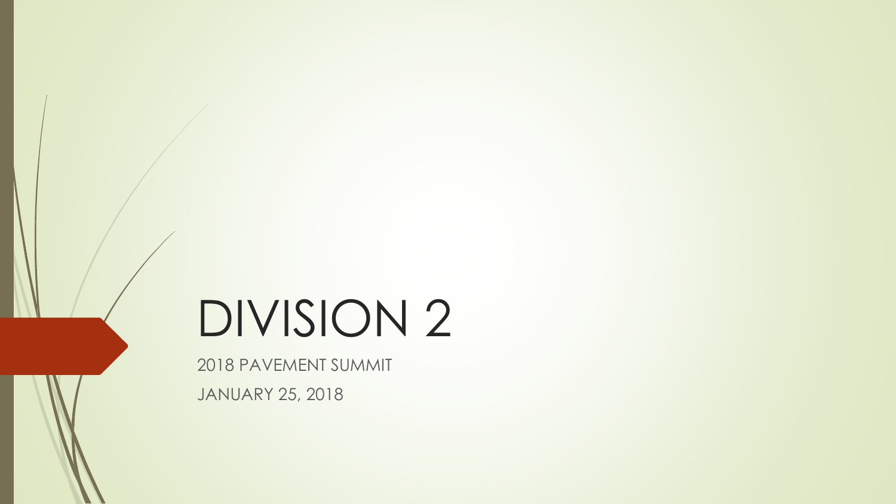# DIVISION 2

2018 PAVEMENT SUMMIT

JANUARY 25, 2018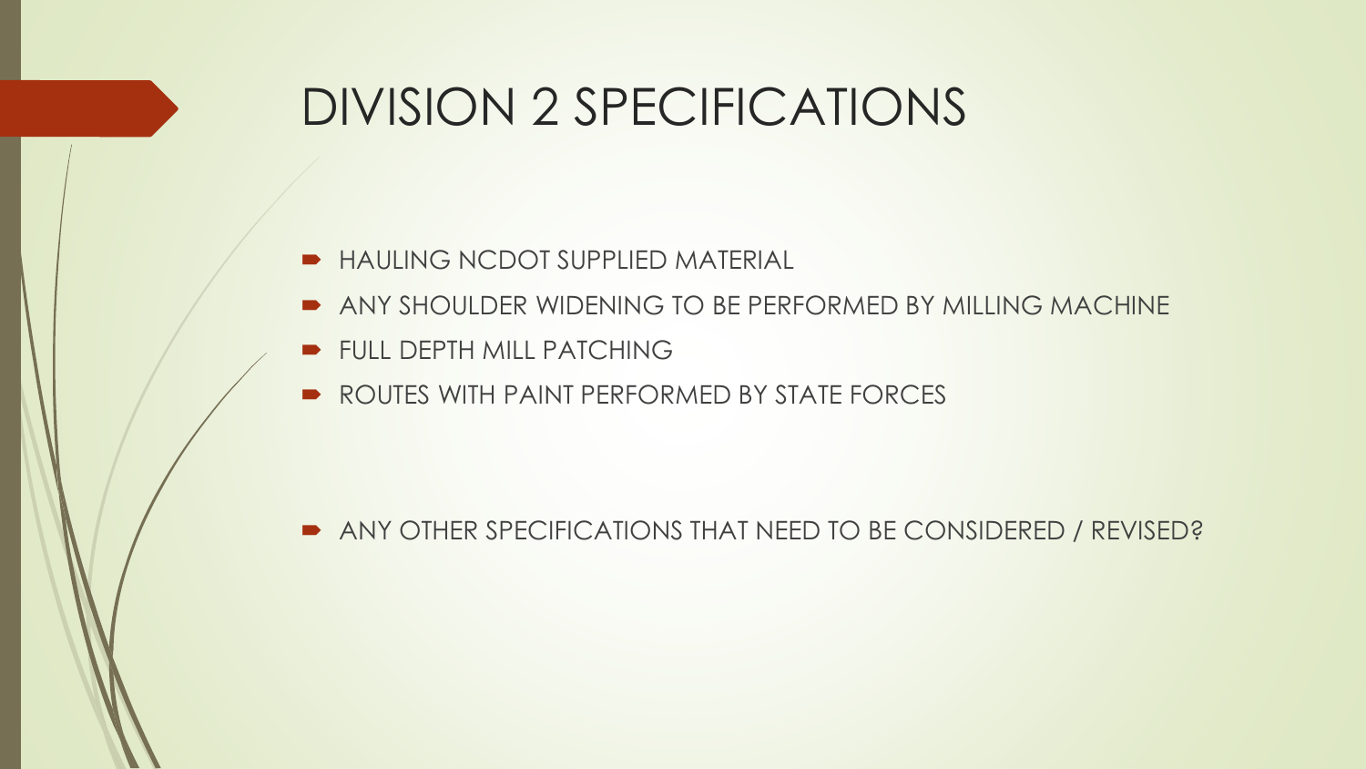# DIVISION 2 SPECIFICATIONS

- HAULING NCDOT SUPPLIED MATERIAL
- ANY SHOULDER WIDENING TO BE PERFORMED BY MILLING MACHINE
- FULL DEPTH MILL PATCHING
- ROUTES WITH PAINT PERFORMED BY STATE FORCES

- ANY OTHER SPECIFICATIONS THAT NEED TO BE CONSIDERED / REVISED?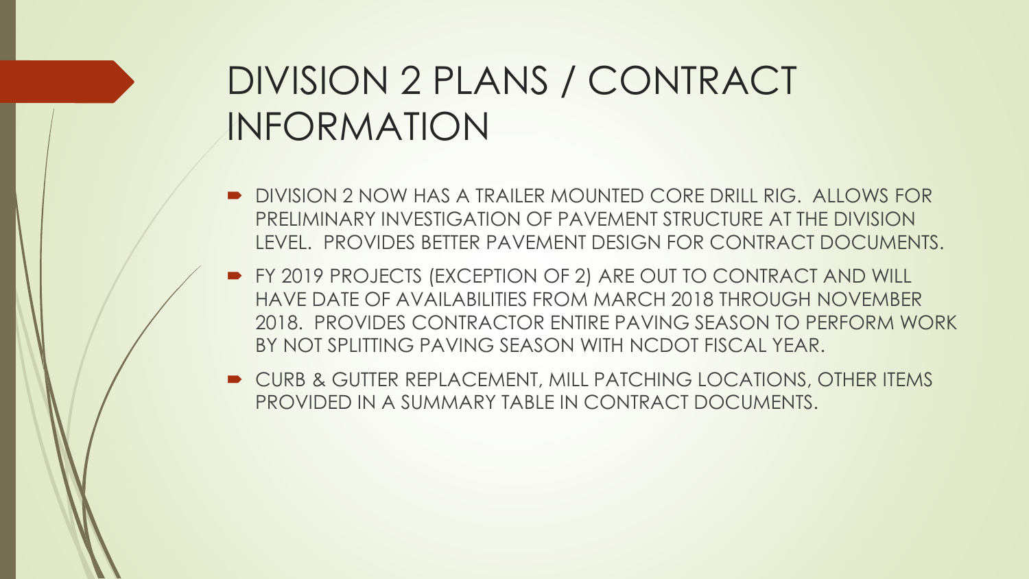# DIVISION 2 PLANS / CONTRACT INFORMATION

- DIVISION 2 NOW HAS A TRAILER MOUNTED CORE DRILL RIG. ALLOWS FOR PRELIMINARY INVESTIGATION OF PAVEMENT STRUCTURE AT THE DIVISION LEVEL. PROVIDES BETTER PAVEMENT DESIGN FOR CONTRACT DOCUMENTS.
- FY 2019 PROJECTS (EXCEPTION OF 2) ARE OUT TO CONTRACT AND WILL HAVE DATE OF AVAILABILITIES FROM MARCH 2018 THROUGH NOVEMBER 2018. PROVIDES CONTRACTOR ENTIRE PAVING SEASON TO PERFORM WORK BY NOT SPLITTING PAVING SEASON WITH NCDOT FISCAL YEAR.
- CURB & GUTTER REPLACEMENT, MILL PATCHING LOCATIONS, OTHER ITEMS PROVIDED IN A SUMMARY TABLE IN CONTRACT DOCUMENTS.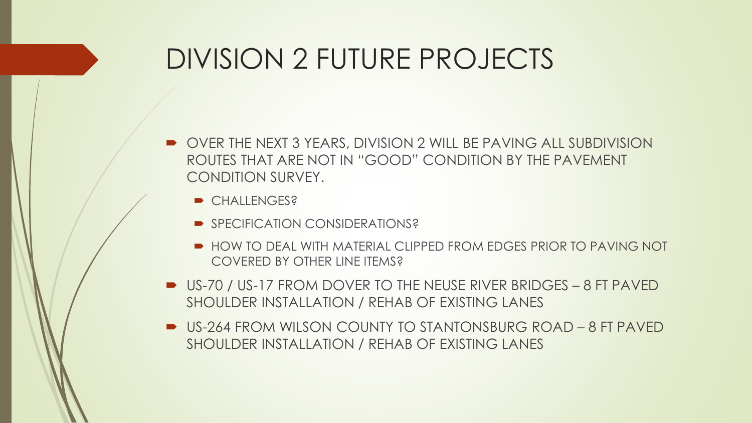# DIVISION 2 FUTURE PROJECTS

- OVER THE NEXT 3 YEARS, DIVISION 2 WILL BE PAVING ALL SUBDIVISION ROUTES THAT ARE NOT IN "GOOD" CONDITION BY THE PAVEMENT CONDITION SURVEY.
  - CHALLENGES?
  - SPECIFICATION CONSIDERATIONS?
  - HOW TO DEAL WITH MATERIAL CLIPPED FROM EDGES PRIOR TO PAVING NOT COVERED BY OTHER LINE ITEMS?
- US-70 / US-17 FROM DOVER TO THE NEUSE RIVER BRIDGES – 8 FT PAVED SHOULDER INSTALLATION / REHAB OF EXISTING LANES
- US-264 FROM WILSON COUNTY TO STANTONSBURG ROAD – 8 FT PAVED SHOULDER INSTALLATION / REHAB OF EXISTING LANES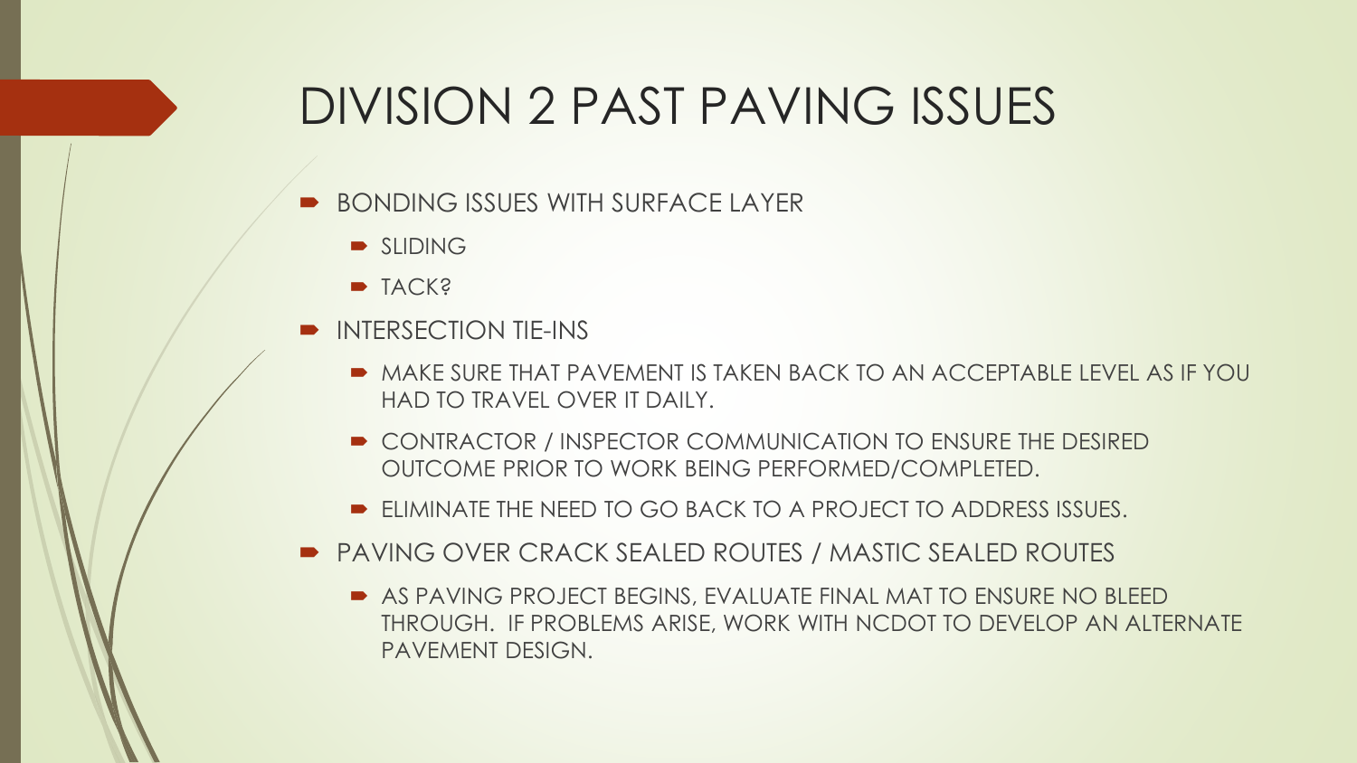# DIVISION 2 PAST PAVING ISSUES

- BONDING ISSUES WITH SURFACE LAYER
  - SLIDING
  - TACK?
- INTERSECTION TIE-INS
  - MAKE SURE THAT PAVEMENT IS TAKEN BACK TO AN ACCEPTABLE LEVEL AS IF YOU HAD TO TRAVEL OVER IT DAILY.
  - CONTRACTOR / INSPECTOR COMMUNICATION TO ENSURE THE DESIRED OUTCOME PRIOR TO WORK BEING PERFORMED/COMPLETED.
  - ELIMINATE THE NEED TO GO BACK TO A PROJECT TO ADDRESS ISSUES.
- PAVING OVER CRACK SEALED ROUTES / MASTIC SEALED ROUTES
  - AS PAVING PROJECT BEGINS, EVALUATE FINAL MAT TO ENSURE NO BLEED THROUGH. IF PROBLEMS ARISE, WORK WITH NCDOT TO DEVELOP AN ALTERNATE PAVEMENT DESIGN.